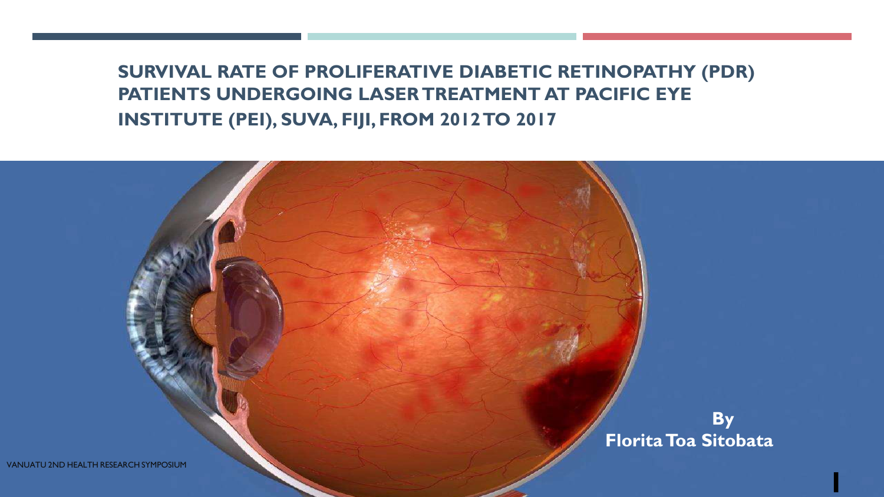# SURVIVAL RATE OF PROLIFERATIVE DIABETIC RETINOPATHY (PDR) PATIENTS UNDERGOING LASER TREATMENT AT PACIFIC EYE INSTITUTE (PEI), SUVA, FIJI, FROM 2012 TO 2017

**By**
**Florita Toa Sitobata**

VANUATU 2ND HEALTH RESEARCH SYMPOSIUM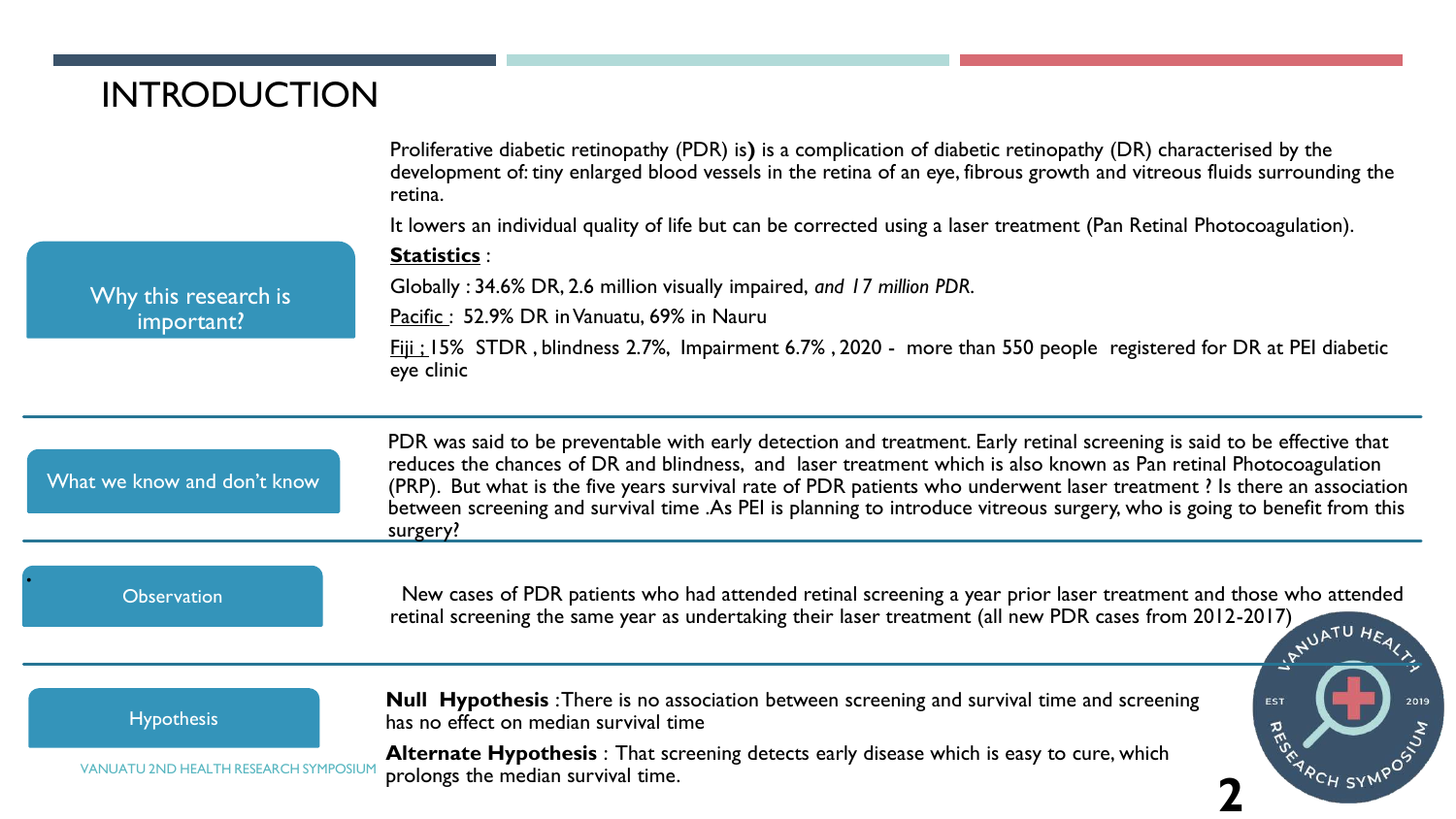# INTRODUCTION

## Why this research is important?

Proliferative diabetic retinopathy (PDR) is**)** is a complication of diabetic retinopathy (DR) characterised by the development of: tiny enlarged blood vessels in the retina of an eye, fibrous growth and vitreous fluids surrounding the retina.

It lowers an individual quality of life but can be corrected using a laser treatment (Pan Retinal Photocoagulation).

**Statistics** :

Globally : 34.6% DR, 2.6 million visually impaired, *and 17 million PDR.*

Pacific : 52.9% DR in Vanuatu, 69% in Nauru

Fiji ; 15% STDR , blindness 2.7%, Impairment 6.7% , 2020 - more than 550 people registered for DR at PEI diabetic eye clinic

## What we know and don't know

PDR was said to be preventable with early detection and treatment. Early retinal screening is said to be effective that reduces the chances of DR and blindness, and laser treatment which is also known as Pan retinal Photocoagulation (PRP). But what is the five years survival rate of PDR patients who underwent laser treatment ? Is there an association between screening and survival time .As PEI is planning to introduce vitreous surgery, who is going to benefit from this surgery?

## Observation

New cases of PDR patients who had attended retinal screening a year prior laser treatment and those who attended retinal screening the same year as undertaking their laser treatment (all new PDR cases from 2012-2017)

## Hypothesis

**Null Hypothesis** :There is no association between screening and survival time and screening has no effect on median survival time

**Alternate Hypothesis** : That screening detects early disease which is easy to cure, which prolongs the median survival time.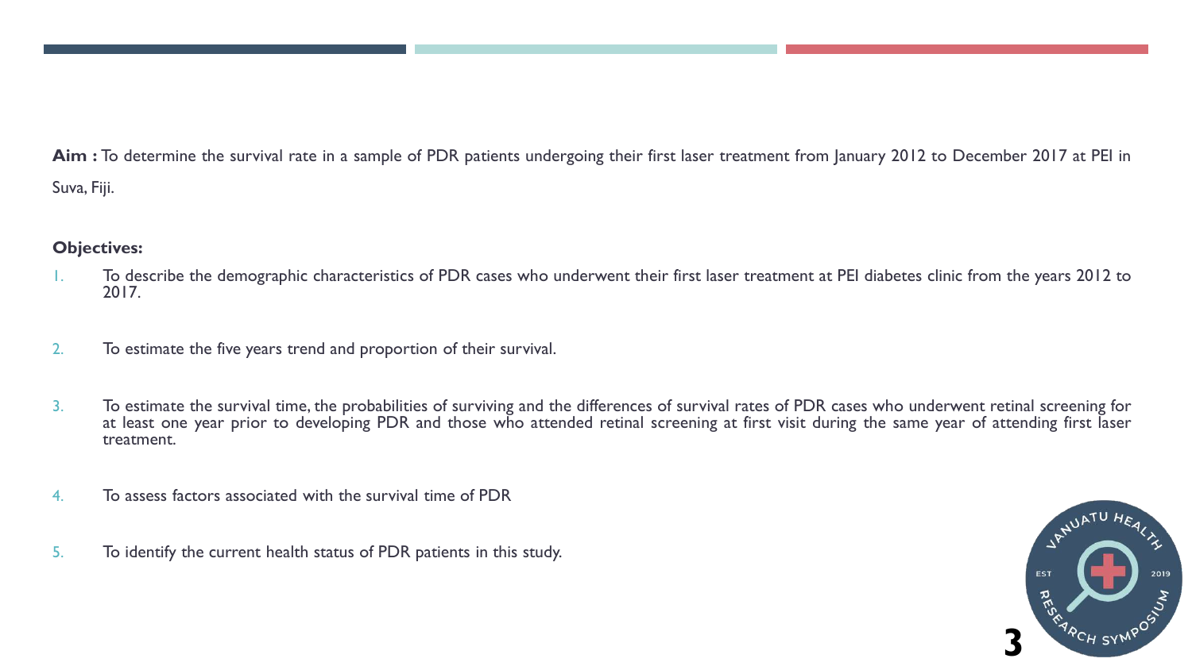**Aim :** To determine the survival rate in a sample of PDR patients undergoing their first laser treatment from January 2012 to December 2017 at PEI in Suva, Fiji.

**Objectives:**

1. To describe the demographic characteristics of PDR cases who underwent their first laser treatment at PEI diabetes clinic from the years 2012 to 2017.
2. To estimate the five years trend and proportion of their survival.
3. To estimate the survival time, the probabilities of surviving and the differences of survival rates of PDR cases who underwent retinal screening for at least one year prior to developing PDR and those who attended retinal screening at first visit during the same year of attending first laser treatment.
4. To assess factors associated with the survival time of PDR
5. To identify the current health status of PDR patients in this study.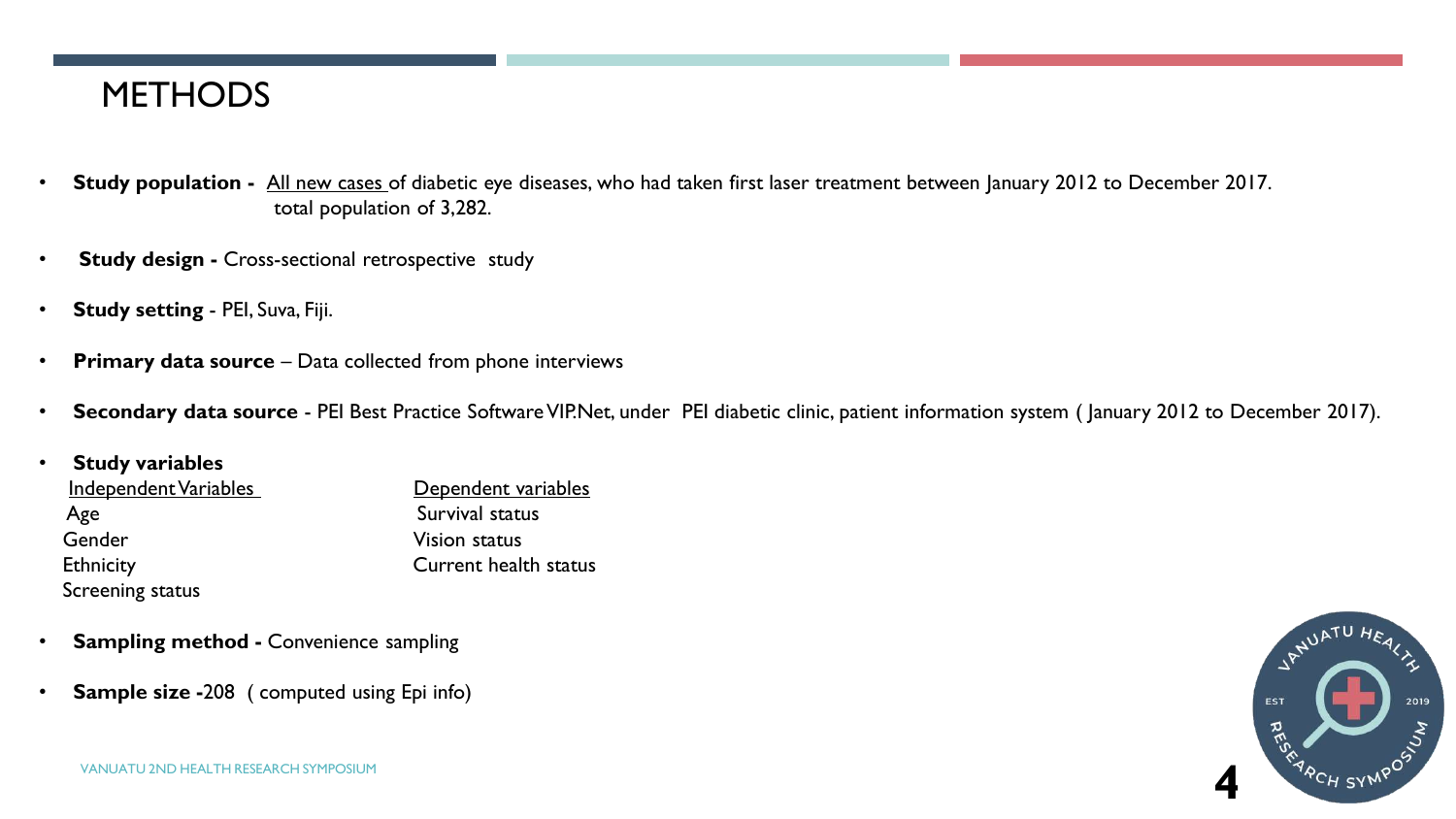# METHODS

- **Study population -** All new cases of diabetic eye diseases, who had taken first laser treatment between January 2012 to December 2017. total population of 3,282.
- **Study design -** Cross-sectional retrospective study
- **Study setting** - PEI, Suva, Fiji.
- **Primary data source** – Data collected from phone interviews
- **Secondary data source** - PEI Best Practice Software VIP.Net, under PEI diabetic clinic, patient information system ( January 2012 to December 2017).
- **Study variables**

| Independent Variables | Dependent variables |
| --- | --- |
| Age | Survival status |
| Gender | Vision status |
| Ethnicity | Current health status |
| Screening status | |

- **Sampling method -** Convenience sampling
- **Sample size -**208 ( computed using Epi info)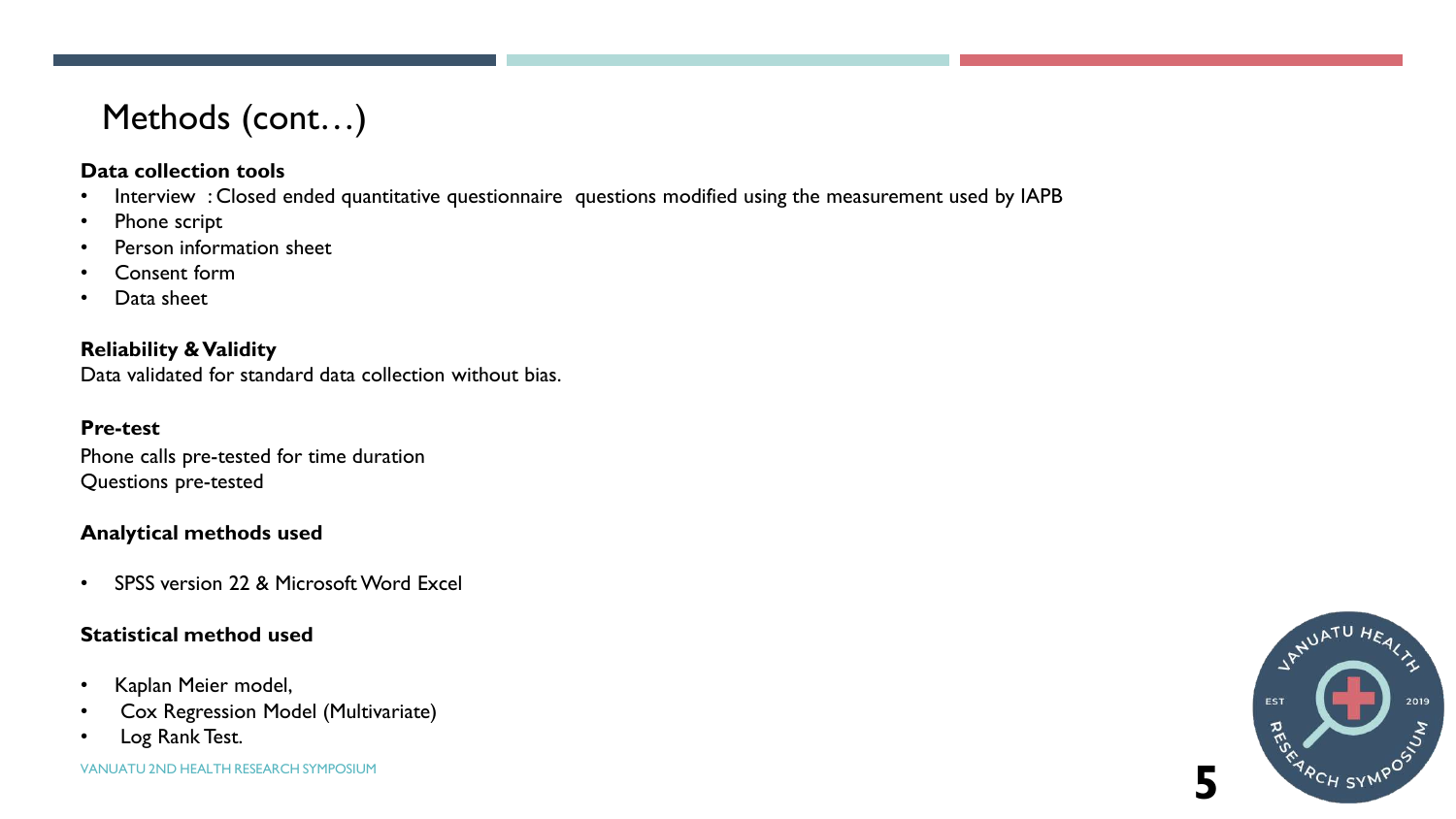# Methods (cont…)

**Data collection tools**

- Interview : Closed ended quantitative questionnaire questions modified using the measurement used by IAPB
- Phone script
- Person information sheet
- Consent form
- Data sheet

**Reliability & Validity**

Data validated for standard data collection without bias.

**Pre-test**

Phone calls pre-tested for time duration
Questions pre-tested

**Analytical methods used**

- SPSS version 22 & Microsoft Word Excel

**Statistical method used**

- Kaplan Meier model,
- Cox Regression Model (Multivariate)
- Log Rank Test.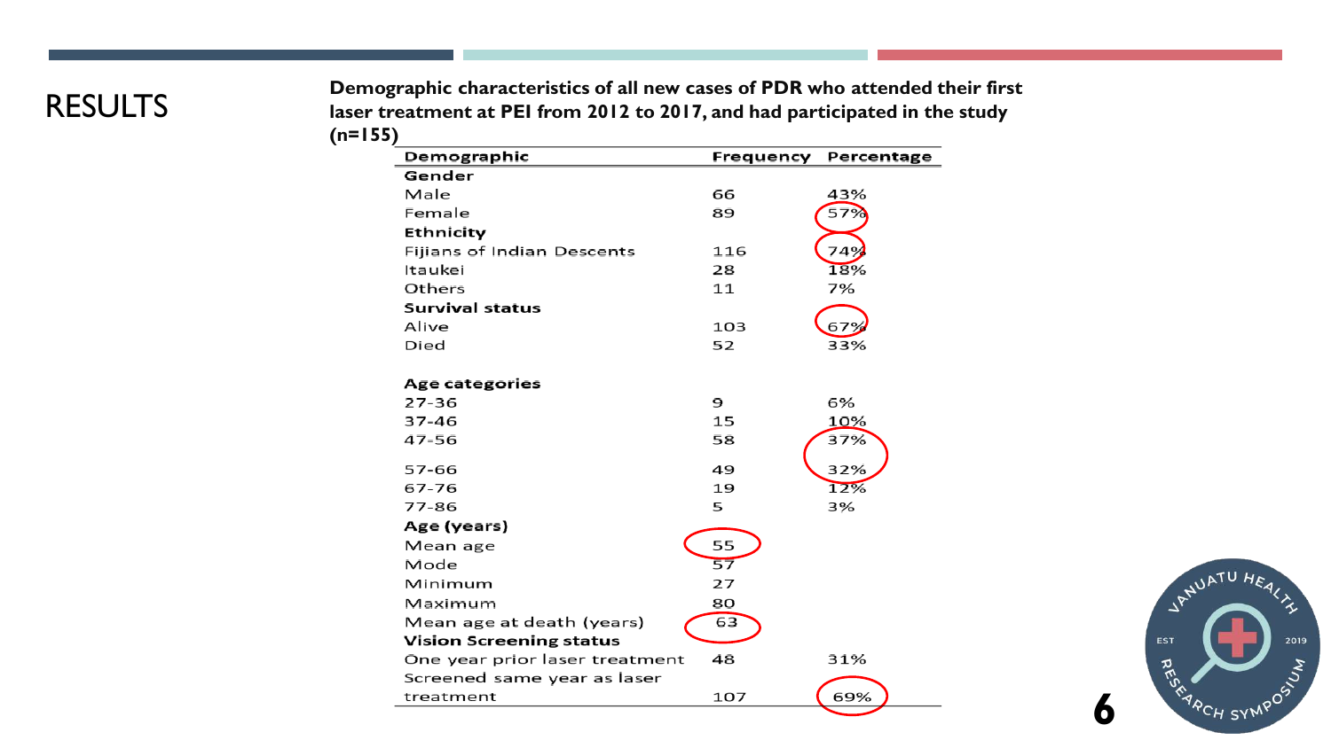# RESULTS

**Demographic characteristics of all new cases of PDR who attended their first laser treatment at PEI from 2012 to 2017, and had participated in the study (n=155)**

| Demographic | Frequency | Percentage |
|---|---|---|
| **Gender** | | |
| Male | 66 | 43% |
| Female | 89 | 57% |
| **Ethnicity** | | |
| Fijians of Indian Descents | 116 | 74% |
| Itaukei | 28 | 18% |
| Others | 11 | 7% |
| **Survival status** | | |
| Alive | 103 | 67% |
| Died | 52 | 33% |
| | | |
| **Age categories** | | |
| 27-36 | 9 | 6% |
| 37-46 | 15 | 10% |
| 47-56 | 58 | 37% |
| 57-66 | 49 | 32% |
| 67-76 | 19 | 12% |
| 77-86 | 5 | 3% |
| **Age (years)** | | |
| Mean age | 55 | |
| Mode | 57 | |
| Minimum | 27 | |
| Maximum | 80 | |
| Mean age at death (years) | 63 | |
| **Vision Screening status** | | |
| One year prior laser treatment | 48 | 31% |
| Screened same year as laser treatment | 107 | 69% |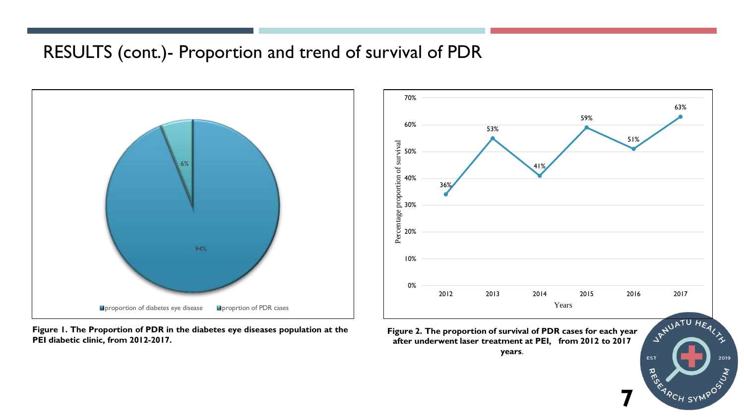# RESULTS (cont.)- Proportion and trend of survival of PDR

**Figure 1. The Proportion of PDR in the diabetes eye diseases population at the PEI diabetic clinic, from 2012-2017.**

**Figure 2. The proportion of survival of PDR cases for each year after underwent laser treatment at PEI, from 2012 to 2017 years.**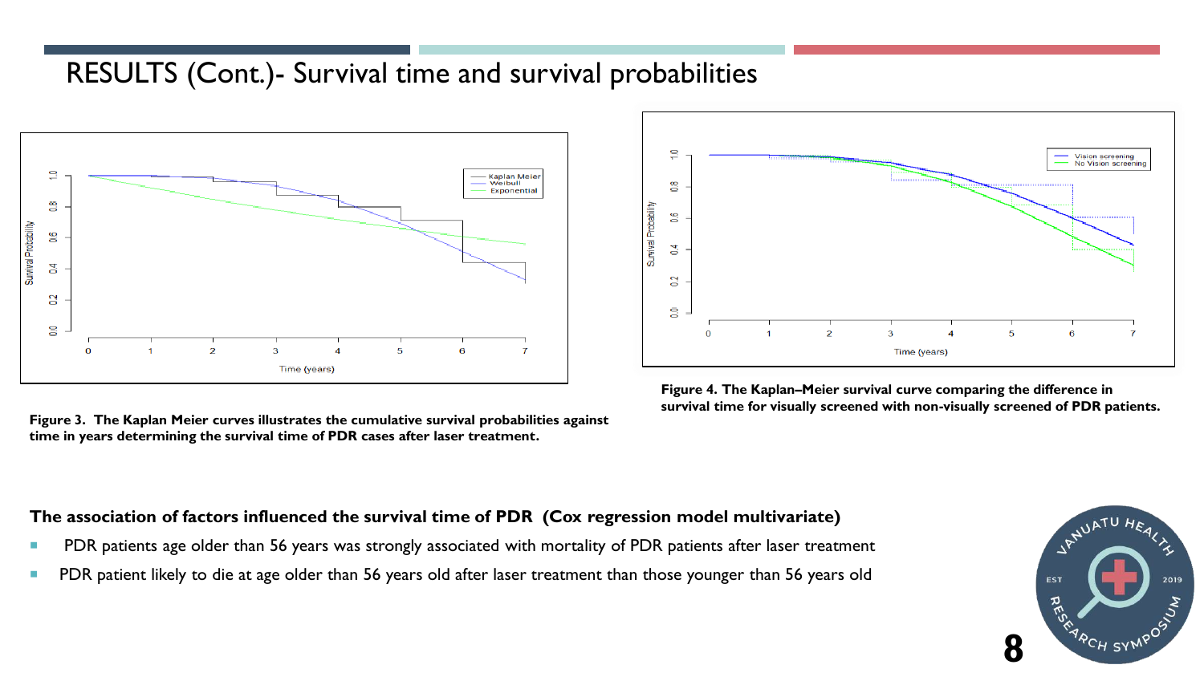# RESULTS (Cont.)- Survival time and survival probabilities

**Figure 3. The Kaplan Meier curves illustrates the cumulative survival probabilities against time in years determining the survival time of PDR cases after laser treatment.**

**Figure 4. The Kaplan–Meier survival curve comparing the difference in survival time for visually screened with non-visually screened of PDR patients.**

**The association of factors influenced the survival time of PDR (Cox regression model multivariate)**

- PDR patients age older than 56 years was strongly associated with mortality of PDR patients after laser treatment
- PDR patient likely to die at age older than 56 years old after laser treatment than those younger than 56 years old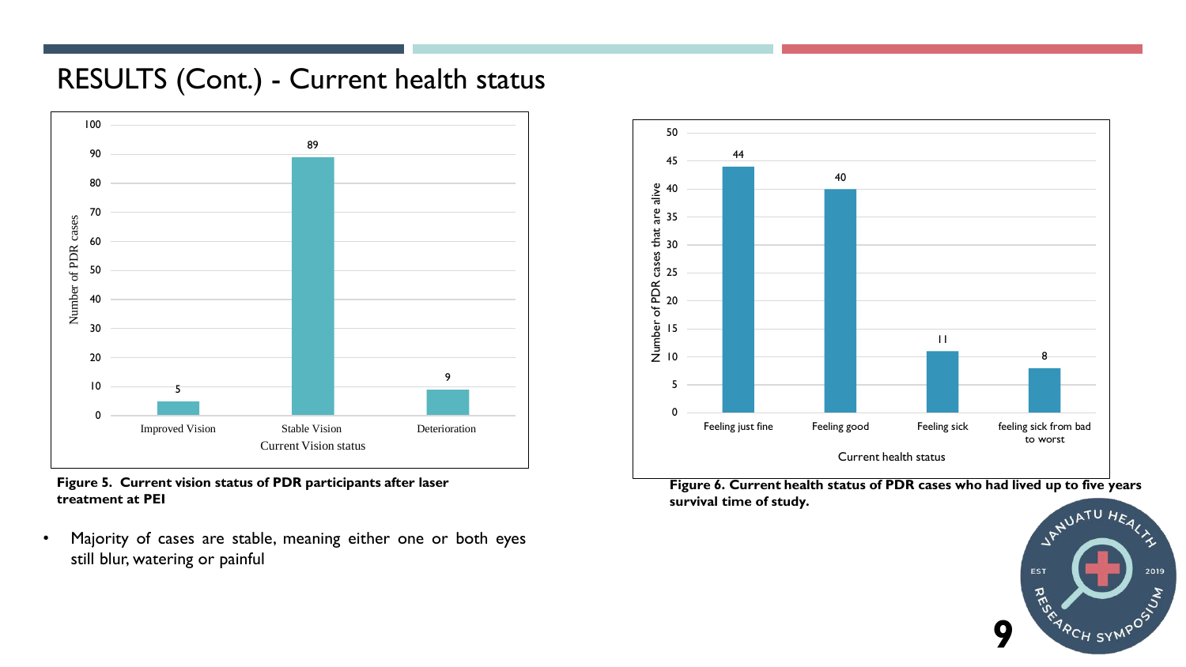# RESULTS (Cont.) - Current health status

| Current Vision status | Number of PDR cases |
|---|---|
| Improved Vision | 5 |
| Stable Vision | 89 |
| Deterioration | 9 |

**Figure 5. Current vision status of PDR participants after laser treatment at PEI**

- Majority of cases are stable, meaning either one or both eyes still blur, watering or painful

| Current health status | Number of PDR cases that are alive |
|---|---|
| Feeling just fine | 44 |
| Feeling good | 40 |
| Feeling sick | 11 |
| feeling sick from bad to worst | 8 |

**Figure 6. Current health status of PDR cases who had lived up to five years survival time of study.**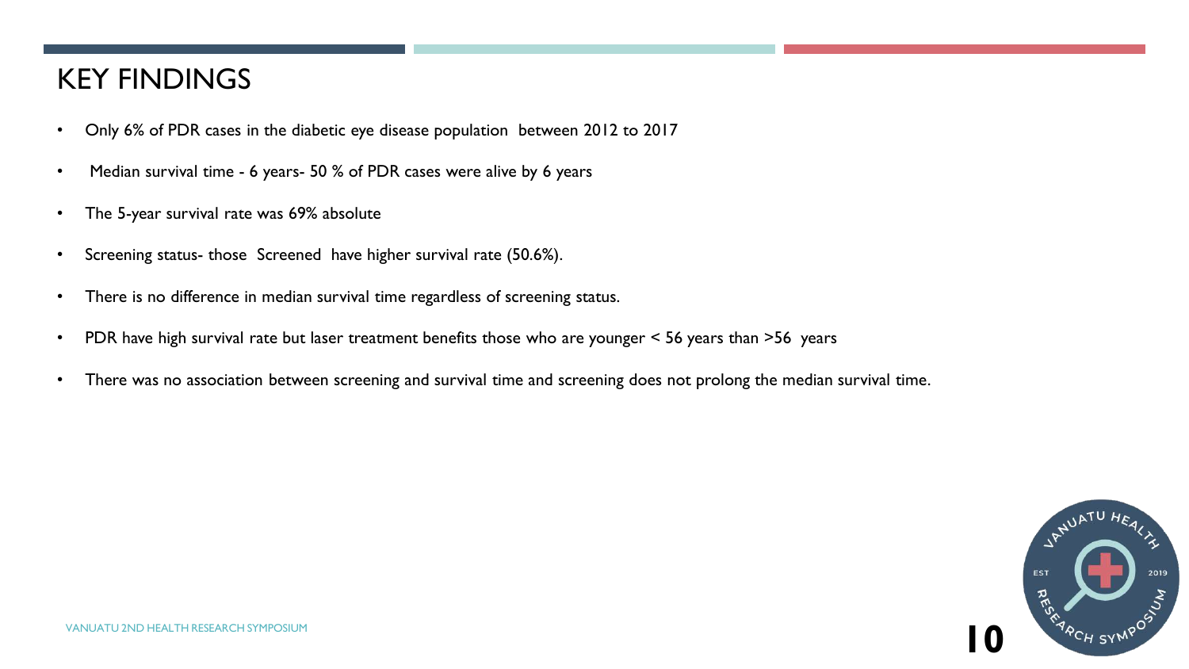# KEY FINDINGS

- Only 6% of PDR cases in the diabetic eye disease population between 2012 to 2017
- Median survival time - 6 years- 50 % of PDR cases were alive by 6 years
- The 5-year survival rate was 69% absolute
- Screening status- those Screened have higher survival rate (50.6%).
- There is no difference in median survival time regardless of screening status.
- PDR have high survival rate but laser treatment benefits those who are younger < 56 years than >56 years
- There was no association between screening and survival time and screening does not prolong the median survival time.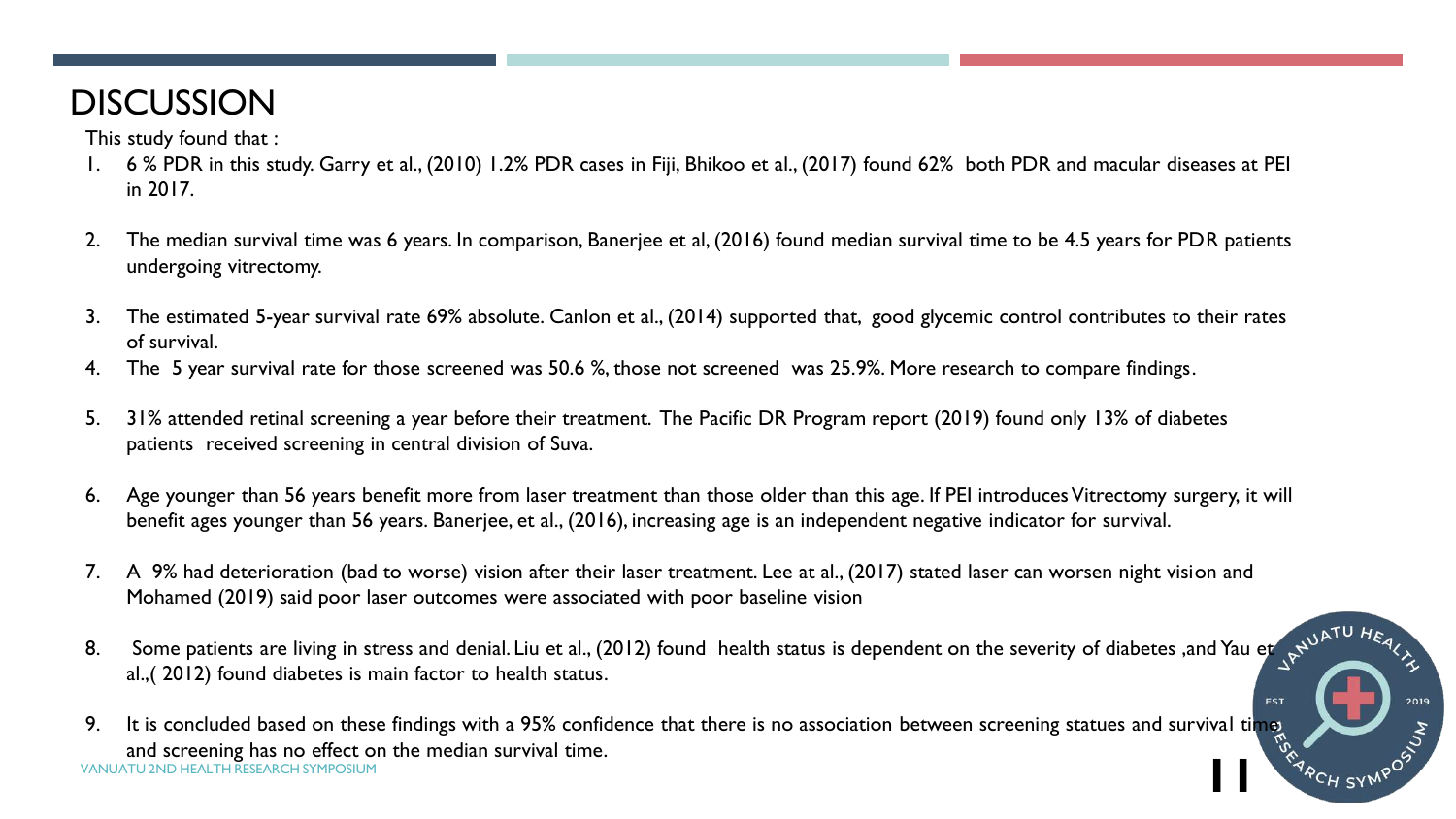# DISCUSSION

This study found that :

1. 6 % PDR in this study. Garry et al., (2010) 1.2% PDR cases in Fiji, Bhikoo et al., (2017) found 62% both PDR and macular diseases at PEI in 2017.
2. The median survival time was 6 years. In comparison, Banerjee et al, (2016) found median survival time to be 4.5 years for PDR patients undergoing vitrectomy.
3. The estimated 5-year survival rate 69% absolute. Canlon et al., (2014) supported that, good glycemic control contributes to their rates of survival.
4. The 5 year survival rate for those screened was 50.6 %, those not screened was 25.9%. More research to compare findings.
5. 31% attended retinal screening a year before their treatment. The Pacific DR Program report (2019) found only 13% of diabetes patients received screening in central division of Suva.
6. Age younger than 56 years benefit more from laser treatment than those older than this age. If PEI introduces Vitrectomy surgery, it will benefit ages younger than 56 years. Banerjee, et al., (2016), increasing age is an independent negative indicator for survival.
7. A 9% had deterioration (bad to worse) vision after their laser treatment. Lee at al., (2017) stated laser can worsen night vision and Mohamed (2019) said poor laser outcomes were associated with poor baseline vision
8. Some patients are living in stress and denial. Liu et al., (2012) found health status is dependent on the severity of diabetes ,and Yau et al.,( 2012) found diabetes is main factor to health status.
9. It is concluded based on these findings with a 95% confidence that there is no association between screening statues and survival time and screening has no effect on the median survival time.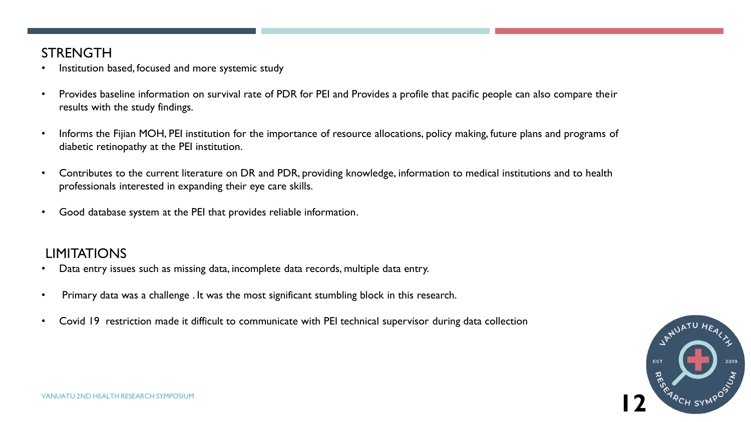## STRENGTH

- Institution based, focused and more systemic study
- Provides baseline information on survival rate of PDR for PEI and Provides a profile that pacific people can also compare their results with the study findings.
- Informs the Fijian MOH, PEI institution for the importance of resource allocations, policy making, future plans and programs of diabetic retinopathy at the PEI institution.
- Contributes to the current literature on DR and PDR, providing knowledge, information to medical institutions and to health professionals interested in expanding their eye care skills.
- Good database system at the PEI that provides reliable information.

## LIMITATIONS

- Data entry issues such as missing data, incomplete data records, multiple data entry.
- Primary data was a challenge . It was the most significant stumbling block in this research.
- Covid 19 restriction made it difficult to communicate with PEI technical supervisor during data collection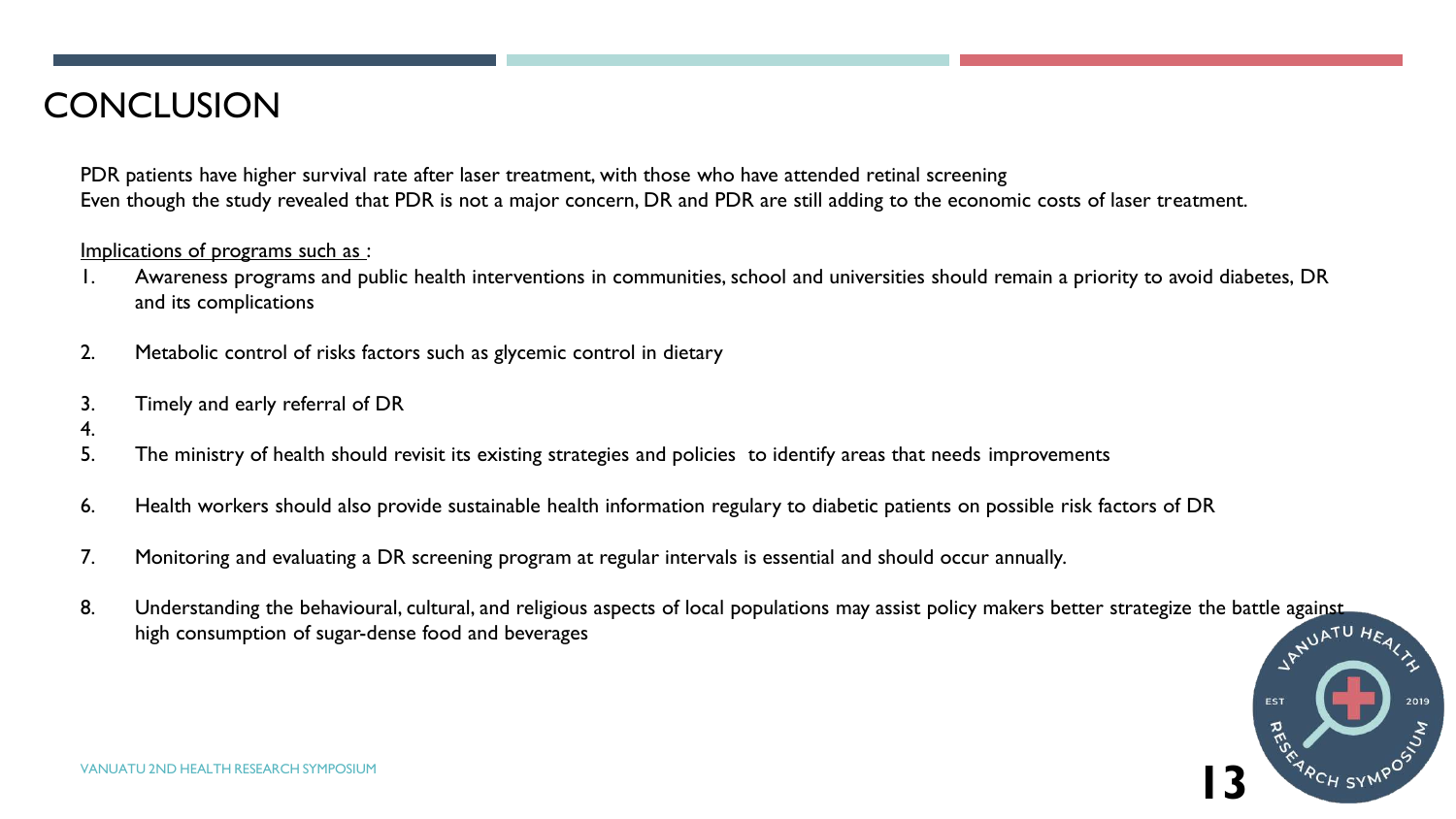# CONCLUSION

PDR patients have higher survival rate after laser treatment, with those who have attended retinal screening
Even though the study revealed that PDR is not a major concern, DR and PDR are still adding to the economic costs of laser treatment.

Implications of programs such as :

1. Awareness programs and public health interventions in communities, school and universities should remain a priority to avoid diabetes, DR and its complications
2. Metabolic control of risks factors such as glycemic control in dietary
3. Timely and early referral of DR
4. 
5. The ministry of health should revisit its existing strategies and policies to identify areas that needs improvements
6. Health workers should also provide sustainable health information regulary to diabetic patients on possible risk factors of DR
7. Monitoring and evaluating a DR screening program at regular intervals is essential and should occur annually.
8. Understanding the behavioural, cultural, and religious aspects of local populations may assist policy makers better strategize the battle against high consumption of sugar-dense food and beverages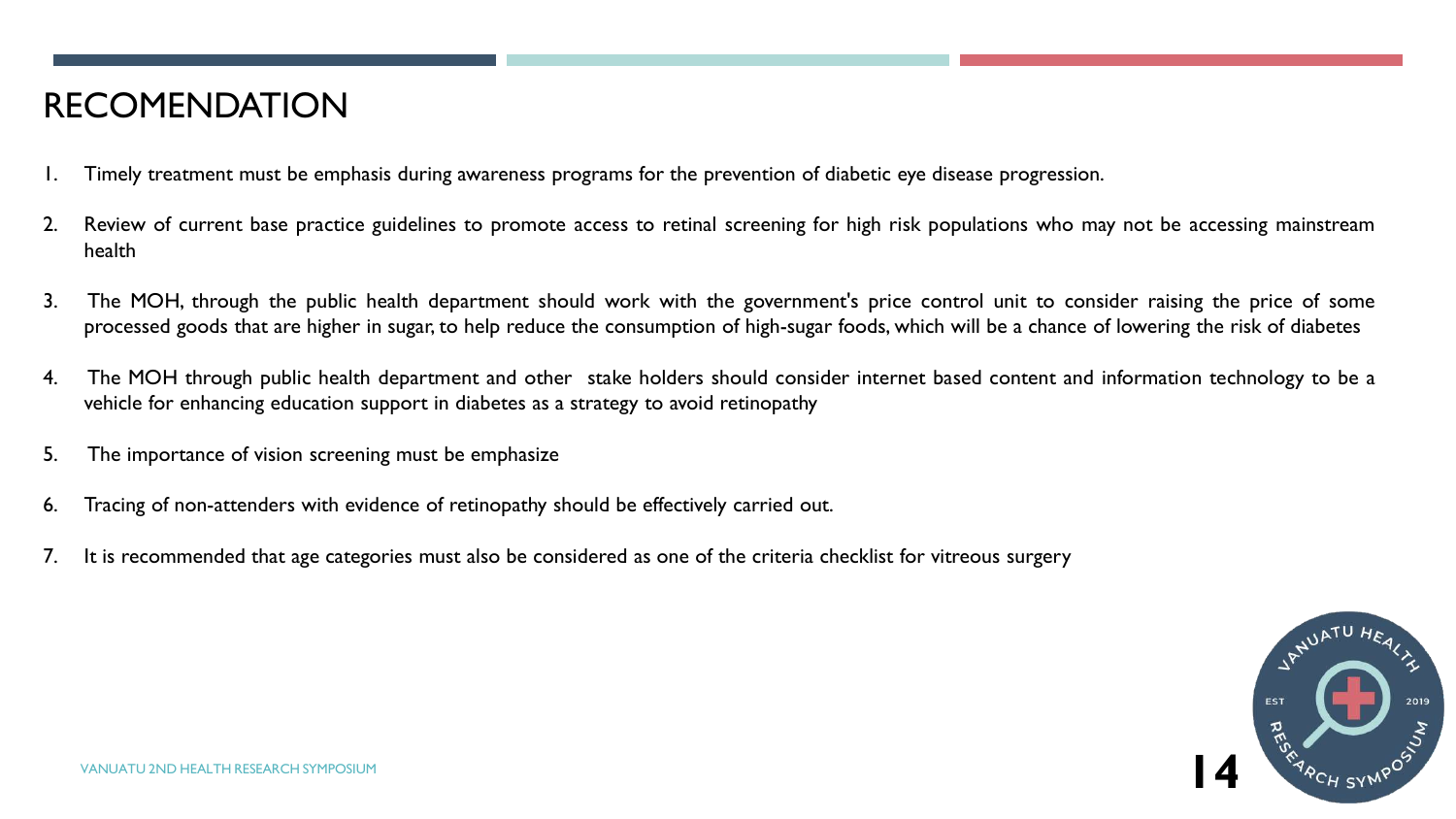# RECOMENDATION

1. Timely treatment must be emphasis during awareness programs for the prevention of diabetic eye disease progression.
2. Review of current base practice guidelines to promote access to retinal screening for high risk populations who may not be accessing mainstream health
3. The MOH, through the public health department should work with the government's price control unit to consider raising the price of some processed goods that are higher in sugar, to help reduce the consumption of high-sugar foods, which will be a chance of lowering the risk of diabetes
4. The MOH through public health department and other stake holders should consider internet based content and information technology to be a vehicle for enhancing education support in diabetes as a strategy to avoid retinopathy
5. The importance of vision screening must be emphasize
6. Tracing of non-attenders with evidence of retinopathy should be effectively carried out.
7. It is recommended that age categories must also be considered as one of the criteria checklist for vitreous surgery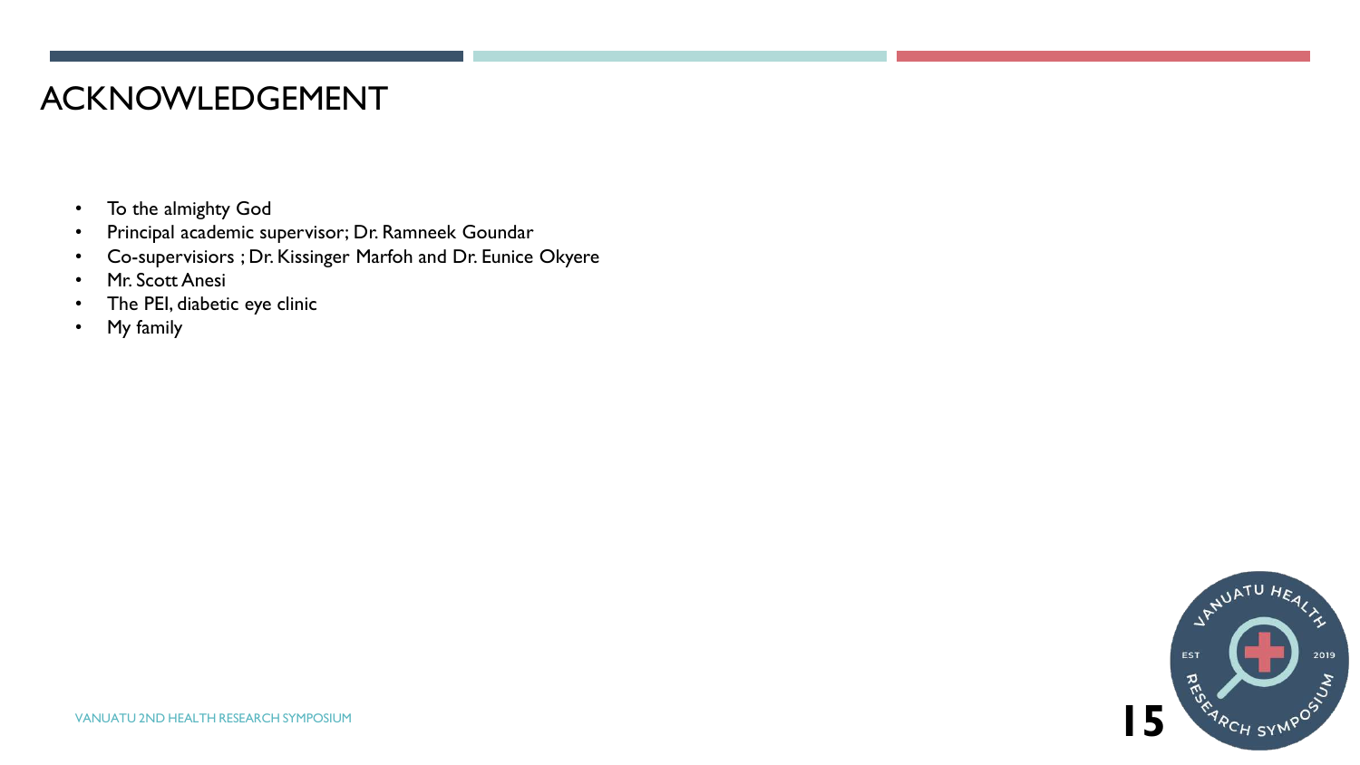# ACKNOWLEDGEMENT

- To the almighty God
- Principal academic supervisor; Dr. Ramneek Goundar
- Co-supervisiors ; Dr. Kissinger Marfoh and Dr. Eunice Okyere
- Mr. Scott Anesi
- The PEI, diabetic eye clinic
- My family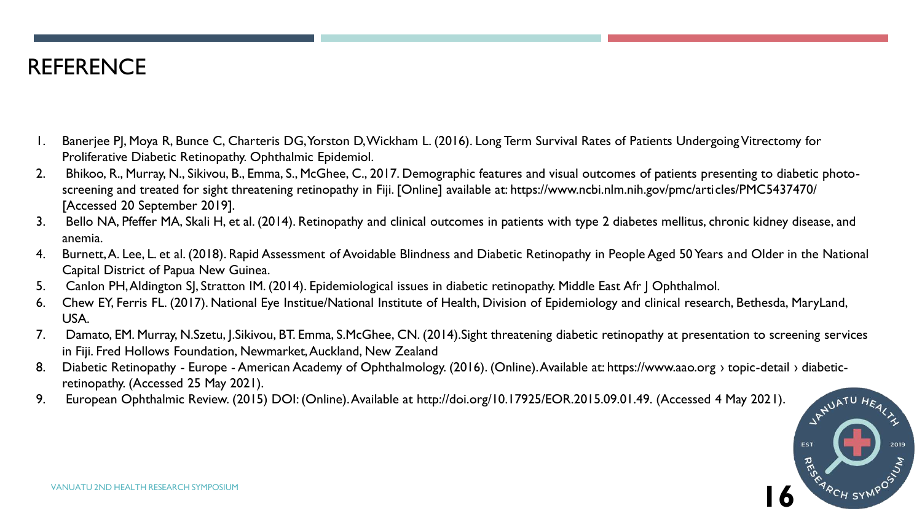# REFERENCE

1. Banerjee PJ, Moya R, Bunce C, Charteris DG, Yorston D, Wickham L. (2016). Long Term Survival Rates of Patients Undergoing Vitrectomy for Proliferative Diabetic Retinopathy. Ophthalmic Epidemiol.
2. Bhikoo, R., Murray, N., Sikivou, B., Emma, S., McGhee, C., 2017. Demographic features and visual outcomes of patients presenting to diabetic photo-screening and treated for sight threatening retinopathy in Fiji. [Online] available at: https://www.ncbi.nlm.nih.gov/pmc/articles/PMC5437470/ [Accessed 20 September 2019].
3. Bello NA, Pfeffer MA, Skali H, et al. (2014). Retinopathy and clinical outcomes in patients with type 2 diabetes mellitus, chronic kidney disease, and anemia.
4. Burnett, A. Lee, L. et al. (2018). Rapid Assessment of Avoidable Blindness and Diabetic Retinopathy in People Aged 50 Years and Older in the National Capital District of Papua New Guinea.
5. Canlon PH, Aldington SJ, Stratton IM. (2014). Epidemiological issues in diabetic retinopathy. Middle East Afr J Ophthalmol.
6. Chew EY, Ferris FL. (2017). National Eye Institue/National Institute of Health, Division of Epidemiology and clinical research, Bethesda, MaryLand, USA.
7. Damato, EM. Murray, N.Szetu, J.Sikivou, BT. Emma, S.McGhee, CN. (2014).Sight threatening diabetic retinopathy at presentation to screening services in Fiji. Fred Hollows Foundation, Newmarket, Auckland, New Zealand
8. Diabetic Retinopathy - Europe - American Academy of Ophthalmology. (2016). (Online). Available at: https://www.aao.org › topic-detail › diabetic-retinopathy. (Accessed 25 May 2021).
9. European Ophthalmic Review. (2015) DOI: (Online). Available at http://doi.org/10.17925/EOR.2015.09.01.49. (Accessed 4 May 2021).